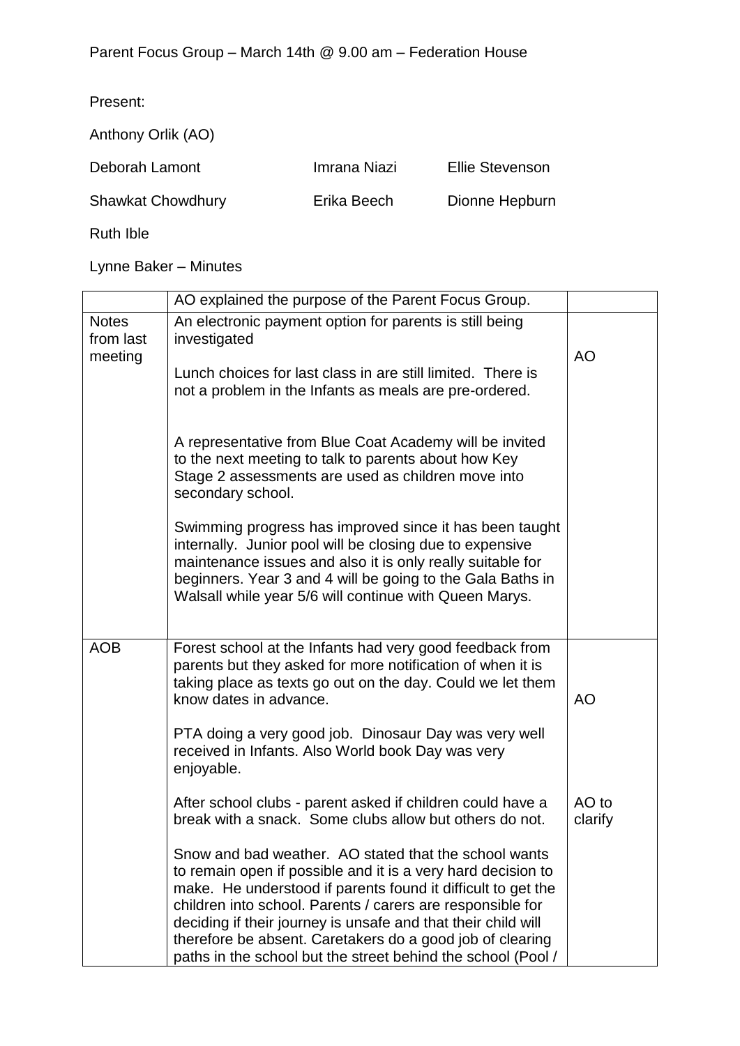Parent Focus Group – March 14th @ 9.00 am – Federation House

Present:

Anthony Orlik (AO)

| | | |
|---|---|---|
| Deborah Lamont | Imrana Niazi | Ellie Stevenson |
| Shawkat Chowdhury | Erika Beech | Dionne Hepburn |

Ruth Ible

Lynne Baker – Minutes

| | AO explained the purpose of the Parent Focus Group. | |
|---|---|---|
| Notes from last meeting | An electronic payment option for parents is still being investigated<br><br>Lunch choices for last class in are still limited. There is not a problem in the Infants as meals are pre-ordered.<br><br>A representative from Blue Coat Academy will be invited to the next meeting to talk to parents about how Key Stage 2 assessments are used as children move into secondary school.<br><br>Swimming progress has improved since it has been taught internally. Junior pool will be closing due to expensive maintenance issues and also it is only really suitable for beginners. Year 3 and 4 will be going to the Gala Baths in Walsall while year 5/6 will continue with Queen Marys. | AO |
| AOB | Forest school at the Infants had very good feedback from parents but they asked for more notification of when it is taking place as texts go out on the day. Could we let them know dates in advance.<br><br>PTA doing a very good job. Dinosaur Day was very well received in Infants. Also World book Day was very enjoyable.<br><br>After school clubs - parent asked if children could have a break with a snack. Some clubs allow but others do not.<br><br>Snow and bad weather. AO stated that the school wants to remain open if possible and it is a very hard decision to make. He understood if parents found it difficult to get the children into school. Parents / carers are responsible for deciding if their journey is unsafe and that their child will therefore be absent. Caretakers do a good job of clearing paths in the school but the street behind the school (Pool / | AO<br><br>AO to clarify |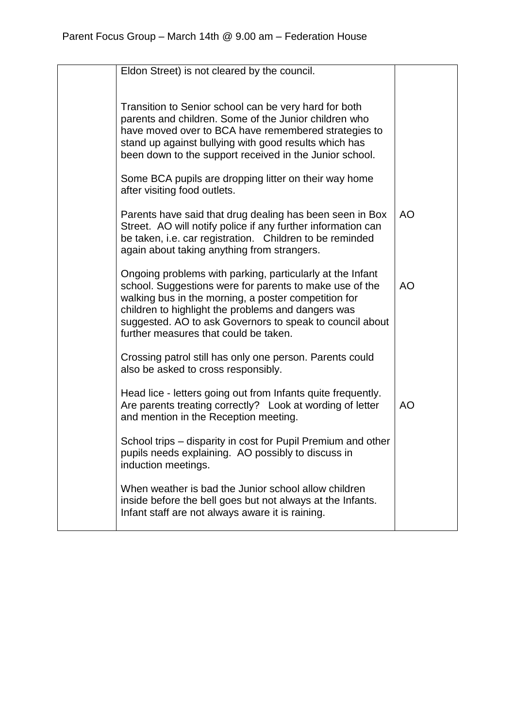| | | |
|---|---|---|
| | Eldon Street) is not cleared by the council.<br><br>Transition to Senior school can be very hard for both parents and children. Some of the Junior children who have moved over to BCA have remembered strategies to stand up against bullying with good results which has been down to the support received in the Junior school.<br><br>Some BCA pupils are dropping litter on their way home after visiting food outlets. | |
| | Parents have said that drug dealing has been seen in Box Street. AO will notify police if any further information can be taken, i.e. car registration. Children to be reminded again about taking anything from strangers. | AO |
| | Ongoing problems with parking, particularly at the Infant school. Suggestions were for parents to make use of the walking bus in the morning, a poster competition for children to highlight the problems and dangers was suggested. AO to ask Governors to speak to council about further measures that could be taken. | AO |
| | Crossing patrol still has only one person. Parents could also be asked to cross responsibly. | |
| | Head lice - letters going out from Infants quite frequently. Are parents treating correctly? Look at wording of letter and mention in the Reception meeting. | AO |
| | School trips – disparity in cost for Pupil Premium and other pupils needs explaining. AO possibly to discuss in induction meetings.<br><br>When weather is bad the Junior school allow children inside before the bell goes but not always at the Infants. Infant staff are not always aware it is raining. | |